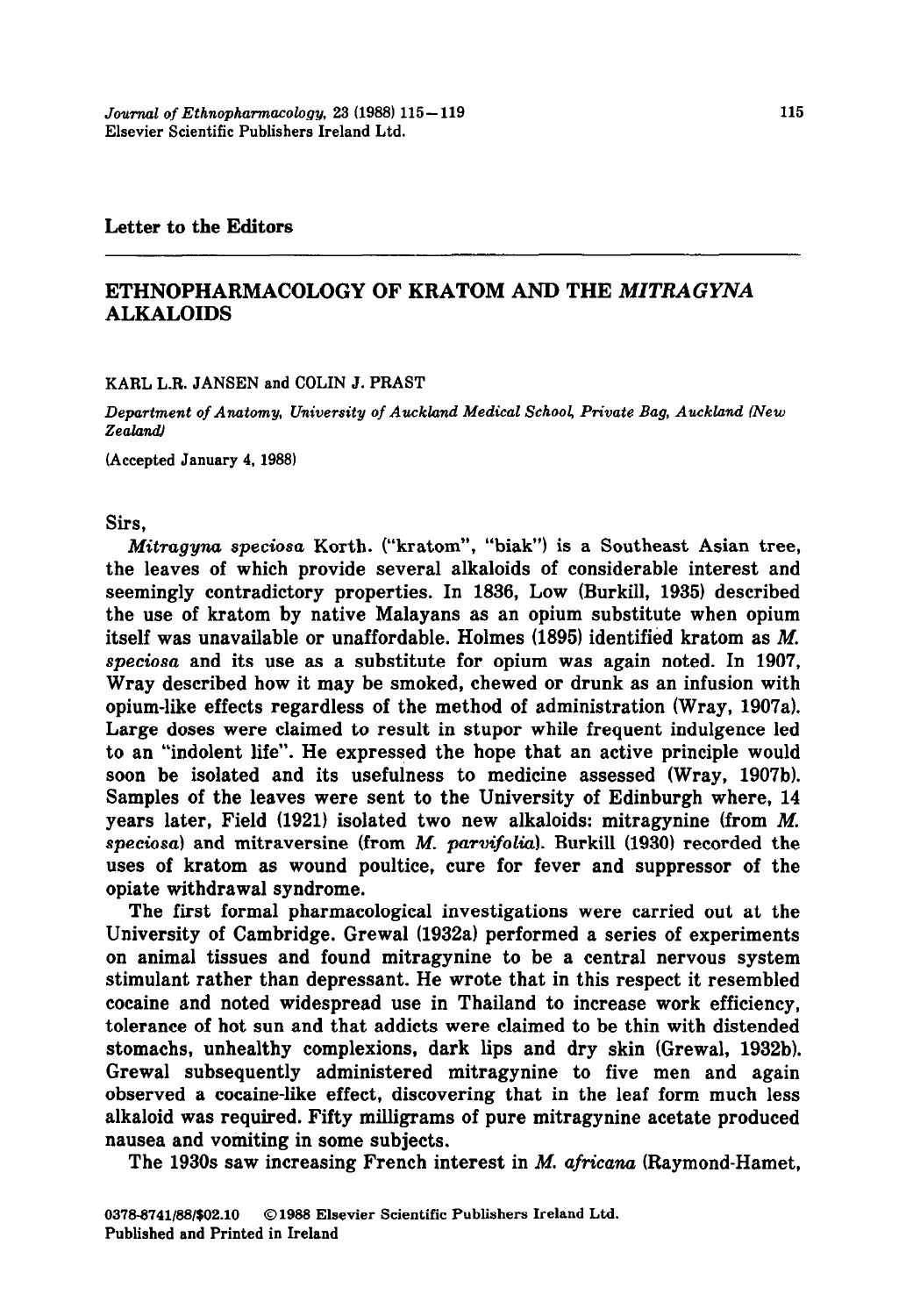Letter to the Editors

# ETHNOPHARMACOLOGY OF KRATOM AND THE *MITRAGYNA* ALKALOIDS

KARL L.R. JANSEN and COLIN J. PRAST

*Department of Anatomy, University of Auckland Medical School, Private Bag, Auckland (New Zealand)*

(Accepted January 4, 1988)

Sirs,

*Mitragyna speciosa* Korth. ("kratom", "biak") is a Southeast Asian tree, the leaves of which provide several alkaloids of considerable interest and seemingly contradictory properties. In 1836, Low (Burkill, 1935) described the use of kratom by native Malayans as an opium substitute when opium itself was unavailable or unaffordable. Holmes (1895) identified kratom as *M. speciosa* and its use as a substitute for opium was again noted. In 1907, Wray described how it may be smoked, chewed or drunk as an infusion with opium-like effects regardless of the method of administration (Wray, 1907a). Large doses were claimed to result in stupor while frequent indulgence led to an "indolent life". He expressed the hope that an active principle would soon be isolated and its usefulness to medicine assessed (Wray, 1907b). Samples of the leaves were sent to the University of Edinburgh where, 14 years later, Field (1921) isolated two new alkaloids: mitragynine (from *M. speciosa*) and mitraversine (from *M. parvifolia*). Burkill (1930) recorded the uses of kratom as wound poultice, cure for fever and suppressor of the opiate withdrawal syndrome.

The first formal pharmacological investigations were carried out at the University of Cambridge. Grewal (1932a) performed a series of experiments on animal tissues and found mitragynine to be a central nervous system stimulant rather than depressant. He wrote that in this respect it resembled cocaine and noted widespread use in Thailand to increase work efficiency, tolerance of hot sun and that addicts were claimed to be thin with distended stomachs, unhealthy complexions, dark lips and dry skin (Grewal, 1932b). Grewal subsequently administered mitragynine to five men and again observed a cocaine-like effect, discovering that in the leaf form much less alkaloid was required. Fifty milligrams of pure mitragynine acetate produced nausea and vomiting in some subjects.

The 1930s saw increasing French interest in *M. africana* (Raymond-Hamet,

0378-8741/88/$02.10 ©1988 Elsevier Scientific Publishers Ireland Ltd.
Published and Printed in Ireland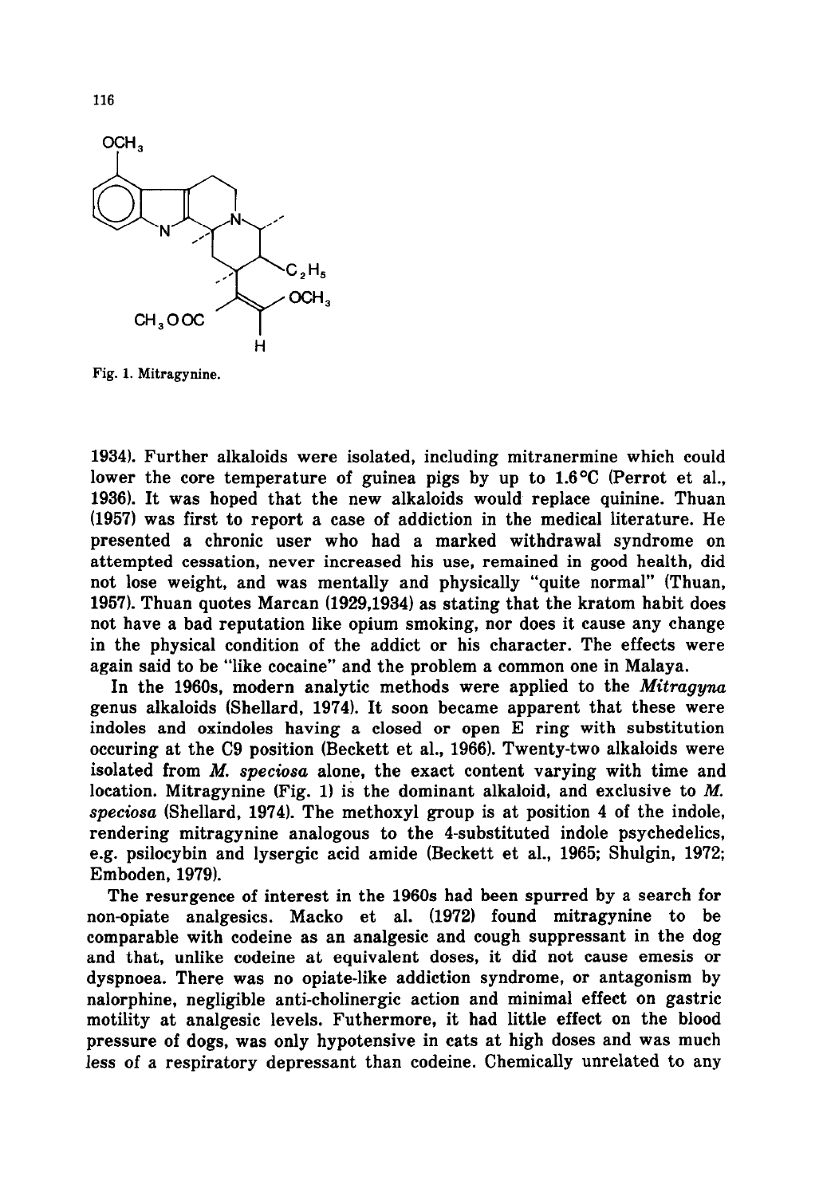Fig. 1. Mitragynine.

1934). Further alkaloids were isolated, including mitranermine which could lower the core temperature of guinea pigs by up to 1.6 °C (Perrot et al., 1936). It was hoped that the new alkaloids would replace quinine. Thuan (1957) was first to report a case of addiction in the medical literature. He presented a chronic user who had a marked withdrawal syndrome on attempted cessation, never increased his use, remained in good health, did not lose weight, and was mentally and physically "quite normal" (Thuan, 1957). Thuan quotes Marcan (1929,1934) as stating that the kratom habit does not have a bad reputation like opium smoking, nor does it cause any change in the physical condition of the addict or his character. The effects were again said to be "like cocaine" and the problem a common one in Malaya.

In the 1960s, modern analytic methods were applied to the *Mitragyna* genus alkaloids (Shellard, 1974). It soon became apparent that these were indoles and oxindoles having a closed or open E ring with substitution occuring at the C9 position (Beckett et al., 1966). Twenty-two alkaloids were isolated from *M. speciosa* alone, the exact content varying with time and location. Mitragynine (Fig. 1) is the dominant alkaloid, and exclusive to *M. speciosa* (Shellard, 1974). The methoxyl group is at position 4 of the indole, rendering mitragynine analogous to the 4-substituted indole psychedelics, e.g. psilocybin and lysergic acid amide (Beckett et al., 1965; Shulgin, 1972; Emboden, 1979).

The resurgence of interest in the 1960s had been spurred by a search for non-opiate analgesics. Macko et al. (1972) found mitragynine to be comparable with codeine as an analgesic and cough suppressant in the dog and that, unlike codeine at equivalent doses, it did not cause emesis or dyspnoea. There was no opiate-like addiction syndrome, or antagonism by nalorphine, negligible anti-cholinergic action and minimal effect on gastric motility at analgesic levels. Futhermore, it had little effect on the blood pressure of dogs, was only hypotensive in cats at high doses and was much less of a respiratory depressant than codeine. Chemically unrelated to any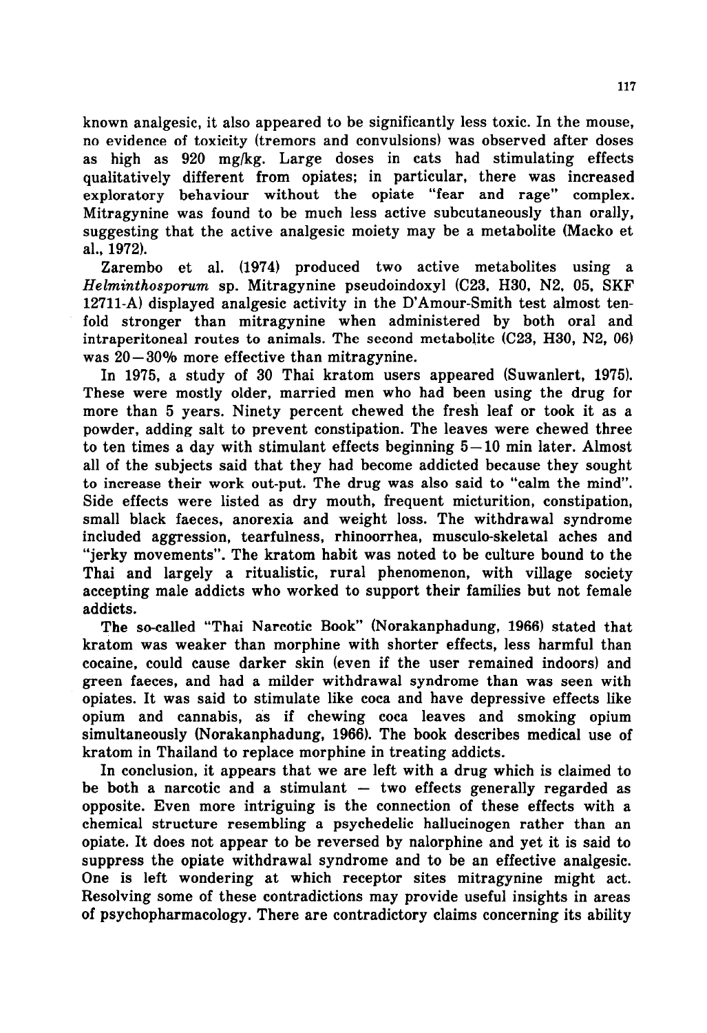known analgesic, it also appeared to be significantly less toxic. In the mouse, no evidence of toxicity (tremors and convulsions) was observed after doses as high as 920 mg/kg. Large doses in cats had stimulating effects qualitatively different from opiates; in particular, there was increased exploratory behaviour without the opiate "fear and rage" complex. Mitragynine was found to be much less active subcutaneously than orally, suggesting that the active analgesic moiety may be a metabolite (Macko et al., 1972).

Zarembo et al. (1974) produced two active metabolites using a *Helminthosporum* sp. Mitragynine pseudoindoxyl (C23, H30, N2, O5, SKF 12711-A) displayed analgesic activity in the D'Amour-Smith test almost ten-fold stronger than mitragynine when administered by both oral and intraperitoneal routes to animals. The second metabolite (C23, H30, N2, O6) was 20–30% more effective than mitragynine.

In 1975, a study of 30 Thai kratom users appeared (Suwanlert, 1975). These were mostly older, married men who had been using the drug for more than 5 years. Ninety percent chewed the fresh leaf or took it as a powder, adding salt to prevent constipation. The leaves were chewed three to ten times a day with stimulant effects beginning 5–10 min later. Almost all of the subjects said that they had become addicted because they sought to increase their work out-put. The drug was also said to "calm the mind". Side effects were listed as dry mouth, frequent micturition, constipation, small black faeces, anorexia and weight loss. The withdrawal syndrome included aggression, tearfulness, rhinoorrhea, musculo-skeletal aches and "jerky movements". The kratom habit was noted to be culture bound to the Thai and largely a ritualistic, rural phenomenon, with village society accepting male addicts who worked to support their families but not female addicts.

The so-called "Thai Narcotic Book" (Norakanphadung, 1966) stated that kratom was weaker than morphine with shorter effects, less harmful than cocaine, could cause darker skin (even if the user remained indoors) and green faeces, and had a milder withdrawal syndrome than was seen with opiates. It was said to stimulate like coca and have depressive effects like opium and cannabis, as if chewing coca leaves and smoking opium simultaneously (Norakanphadung, 1966). The book describes medical use of kratom in Thailand to replace morphine in treating addicts.

In conclusion, it appears that we are left with a drug which is claimed to be both a narcotic and a stimulant — two effects generally regarded as opposite. Even more intriguing is the connection of these effects with a chemical structure resembling a psychedelic hallucinogen rather than an opiate. It does not appear to be reversed by nalorphine and yet it is said to suppress the opiate withdrawal syndrome and to be an effective analgesic. One is left wondering at which receptor sites mitragynine might act. Resolving some of these contradictions may provide useful insights in areas of psychopharmacology. There are contradictory claims concerning its ability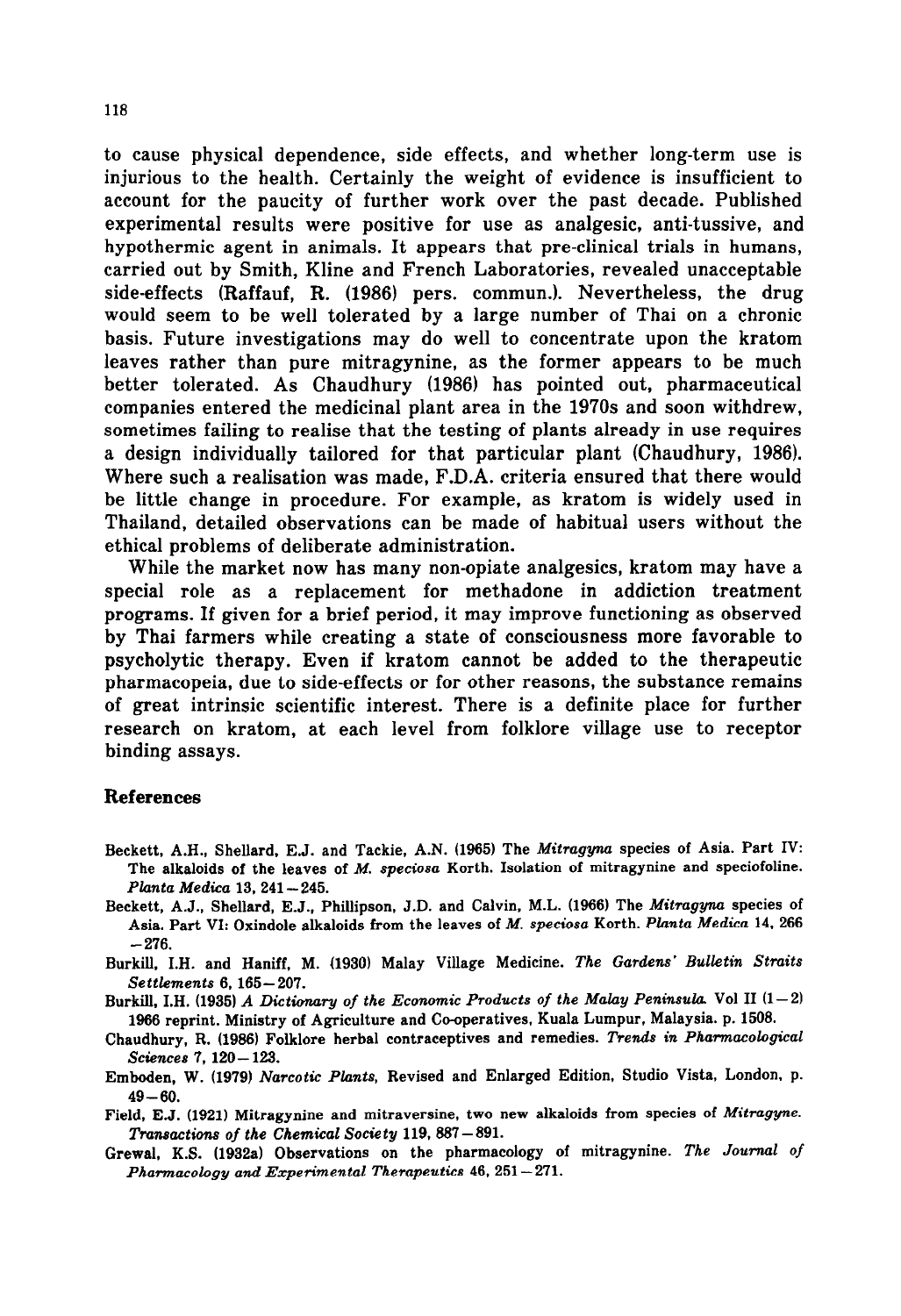to cause physical dependence, side effects, and whether long-term use is injurious to the health. Certainly the weight of evidence is insufficient to account for the paucity of further work over the past decade. Published experimental results were positive for use as analgesic, anti-tussive, and hypothermic agent in animals. It appears that pre-clinical trials in humans, carried out by Smith, Kline and French Laboratories, revealed unacceptable side-effects (Raffauf, R. (1986) pers. commun.). Nevertheless, the drug would seem to be well tolerated by a large number of Thai on a chronic basis. Future investigations may do well to concentrate upon the kratom leaves rather than pure mitragynine, as the former appears to be much better tolerated. As Chaudhury (1986) has pointed out, pharmaceutical companies entered the medicinal plant area in the 1970s and soon withdrew, sometimes failing to realise that the testing of plants already in use requires a design individually tailored for that particular plant (Chaudhury, 1986). Where such a realisation was made, F.D.A. criteria ensured that there would be little change in procedure. For example, as kratom is widely used in Thailand, detailed observations can be made of habitual users without the ethical problems of deliberate administration.

While the market now has many non-opiate analgesics, kratom may have a special role as a replacement for methadone in addiction treatment programs. If given for a brief period, it may improve functioning as observed by Thai farmers while creating a state of consciousness more favorable to psycholytic therapy. Even if kratom cannot be added to the therapeutic pharmacopeia, due to side-effects or for other reasons, the substance remains of great intrinsic scientific interest. There is a definite place for further research on kratom, at each level from folklore village use to receptor binding assays.

## References

Beckett, A.H., Shellard, E.J. and Tackie, A.N. (1965) The *Mitragyna* species of Asia. Part IV: The alkaloids of the leaves of *M. speciosa* Korth. Isolation of mitragynine and speciofoline. *Planta Medica* 13, 241–245.

Beckett, A.J., Shellard, E.J., Phillipson, J.D. and Calvin, M.L. (1966) The *Mitragyna* species of Asia. Part VI: Oxindole alkaloids from the leaves of *M. speciosa* Korth. *Planta Medica* 14, 266–276.

Burkill, I.H. and Haniff, M. (1930) Malay Village Medicine. *The Gardens' Bulletin Straits Settlements* 6, 165–207.

Burkill, I.H. (1935) *A Dictionary of the Economic Products of the Malay Peninsula.* Vol II (1–2) 1966 reprint. Ministry of Agriculture and Co-operatives, Kuala Lumpur, Malaysia. p. 1508.

Chaudhury, R. (1986) Folklore herbal contraceptives and remedies. *Trends in Pharmacological Sciences* 7, 120–123.

Emboden, W. (1979) *Narcotic Plants,* Revised and Enlarged Edition, Studio Vista, London, p. 49–60.

Field, E.J. (1921) Mitragynine and mitraversine, two new alkaloids from species of *Mitragyne. Transactions of the Chemical Society* 119, 887–891.

Grewal, K.S. (1932a) Observations on the pharmacology of mitragynine. *The Journal of Pharmacology and Experimental Therapeutics* 46, 251–271.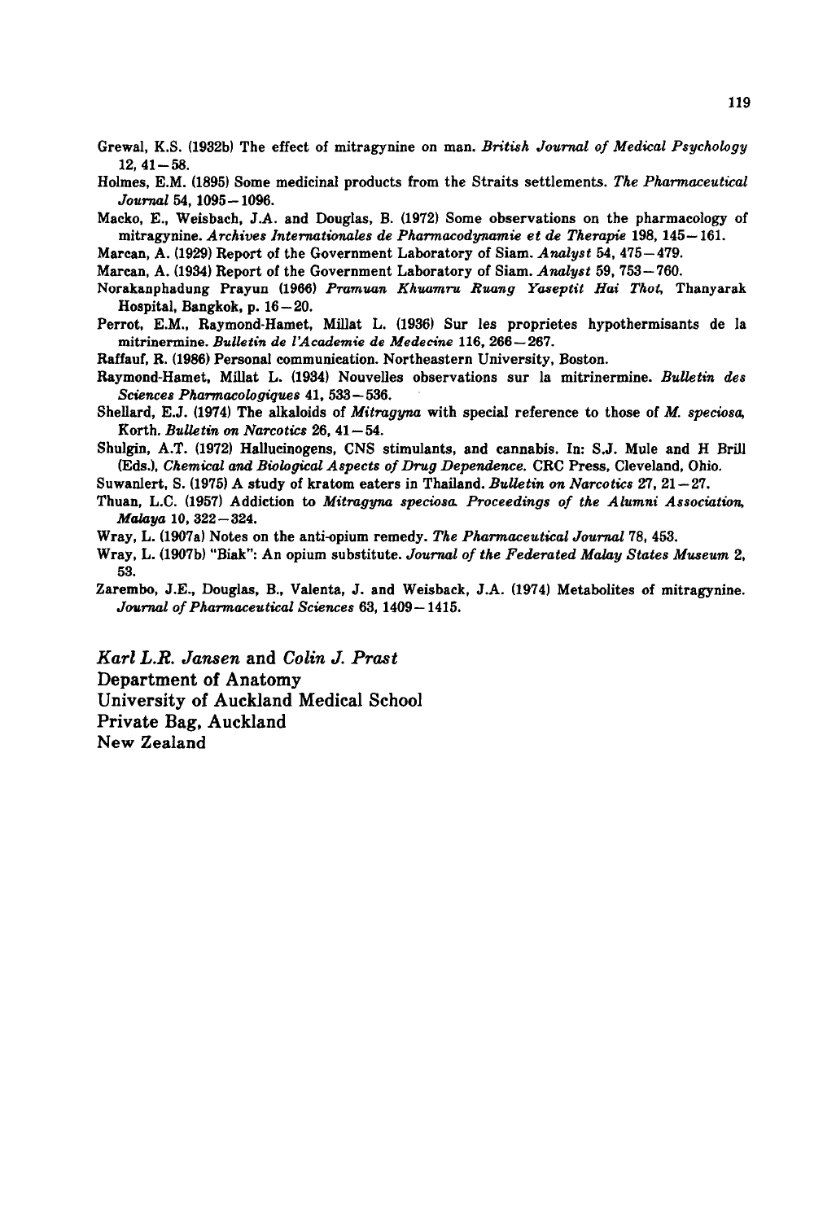Grewal, K.S. (1932b) The effect of mitragynine on man. *British Journal of Medical Psychology* 12, 41–58.

Holmes, E.M. (1895) Some medicinal products from the Straits settlements. *The Pharmaceutical Journal* 54, 1095–1096.

Macko, E., Weisbach, J.A. and Douglas, B. (1972) Some observations on the pharmacology of mitragynine. *Archives Internationales de Pharmacodynamie et de Therapie* 198, 145–161.

Marcan, A. (1929) Report of the Government Laboratory of Siam. *Analyst* 54, 475–479.

Marcan, A. (1934) Report of the Government Laboratory of Siam. *Analyst* 59, 753–760.

Norakanphadung Prayun (1966) *Pramuan Khuamru Ruang Yaseptit Hai Thot*, Thanyarak Hospital, Bangkok, p. 16–20.

Perrot, E.M., Raymond-Hamet, Millat L. (1936) Sur les proprietes hypothermisants de la mitrinermine. *Bulletin de l'Academie de Medecine* 116, 266–267.

Raffauf, R. (1986) Personal communication. Northeastern University, Boston.

Raymond-Hamet, Millat L. (1934) Nouvelles observations sur la mitrinermine. *Bulletin des Sciences Pharmacologiques* 41, 533–536.

Shellard, E.J. (1974) The alkaloids of *Mitragyna* with special reference to those of *M. speciosa*, Korth. *Bulletin on Narcotics* 26, 41–54.

Shulgin, A.T. (1972) Hallucinogens, CNS stimulants, and cannabis. In: S.J. Mule and H Brill (Eds.), *Chemical and Biological Aspects of Drug Dependence*. CRC Press, Cleveland, Ohio.

Suwanlert, S. (1975) A study of kratom eaters in Thailand. *Bulletin on Narcotics* 27, 21–27.

Thuan, L.C. (1957) Addiction to *Mitragyna speciosa*. *Proceedings of the Alumni Association, Malaya* 10, 322–324.

Wray, L. (1907a) Notes on the anti-opium remedy. *The Pharmaceutical Journal* 78, 453.

Wray, L. (1907b) "Biak": An opium substitute. *Journal of the Federated Malay States Museum* 2, 53.

Zarembo, J.E., Douglas, B., Valenta, J. and Weisback, J.A. (1974) Metabolites of mitragynine. *Journal of Pharmaceutical Sciences* 63, 1409–1415.

*Karl L.R. Jansen* and *Colin J. Prast*
Department of Anatomy
University of Auckland Medical School
Private Bag, Auckland
New Zealand